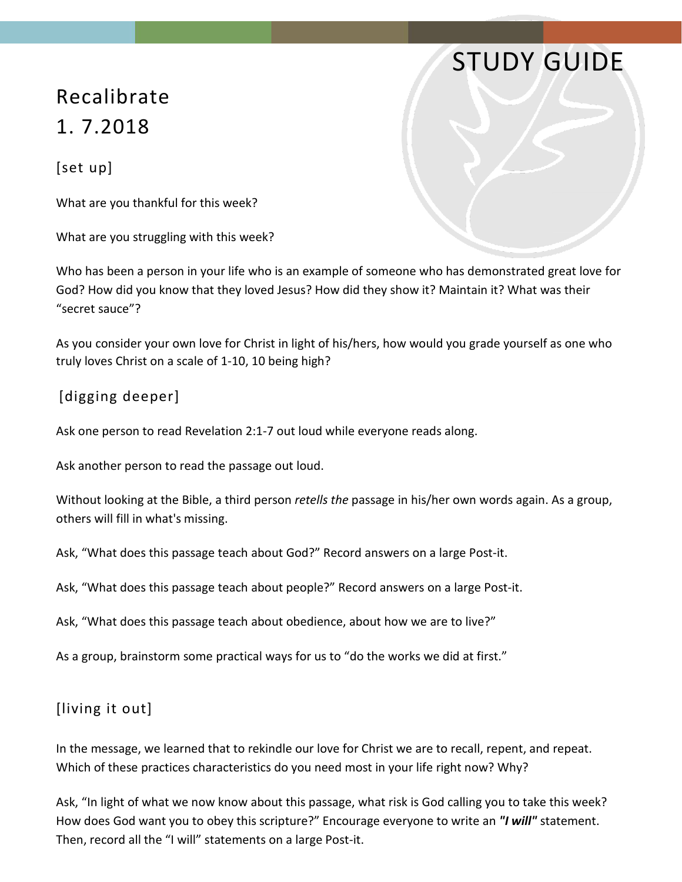# STUDY GUIDE

# Recalibrate

## 1. 7.2018

### [set up]

What are you thankful for this week?

What are you struggling with this week?

Who has been a person in your life who is an example of someone who has demonstrated great love for God? How did you know that they loved Jesus? How did they show it? Maintain it? What was their "secret sauce"?

As you consider your own love for Christ in light of his/hers, how would you grade yourself as one who truly loves Christ on a scale of 1-10, 10 being high?

### [digging deeper]

Ask one person to read Revelation 2:1-7 out loud while everyone reads along.

Ask another person to read the passage out loud.

Without looking at the Bible, a third person *retells the* passage in his/her own words again. As a group, others will fill in what's missing.

Ask, "What does this passage teach about God?" Record answers on a large Post-it.

Ask, "What does this passage teach about people?" Record answers on a large Post-it.

Ask, "What does this passage teach about obedience, about how we are to live?"

As a group, brainstorm some practical ways for us to "do the works we did at first."

### [living it out]

In the message, we learned that to rekindle our love for Christ we are to recall, repent, and repeat. Which of these practices characteristics do you need most in your life right now? Why?

Ask, "In light of what we now know about this passage, what risk is God calling you to take this week? How does God want you to obey this scripture?" Encourage everyone to write an ***"I will"*** statement. Then, record all the "I will" statements on a large Post-it.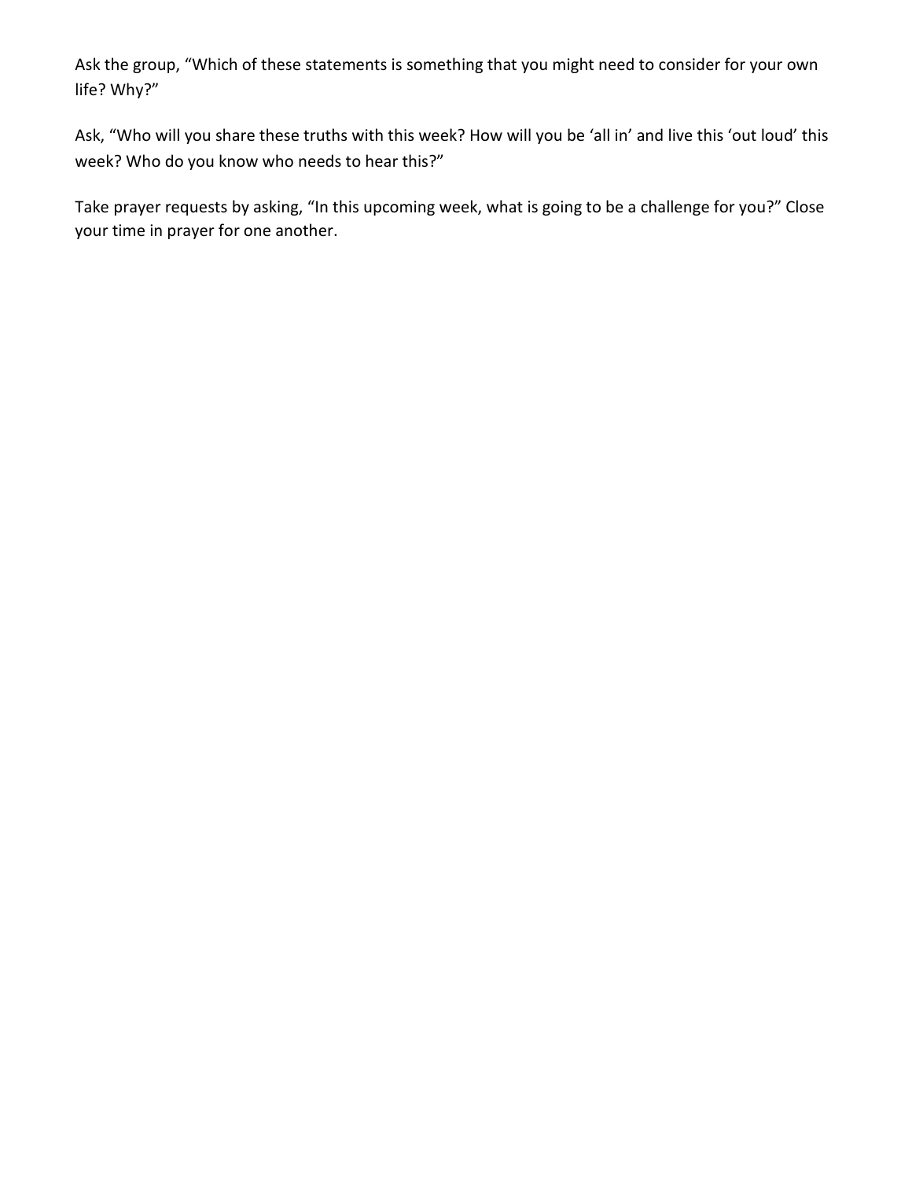Ask the group, “Which of these statements is something that you might need to consider for your own life? Why?”

Ask, “Who will you share these truths with this week? How will you be ‘all in’ and live this ‘out loud’ this week? Who do you know who needs to hear this?”

Take prayer requests by asking, “In this upcoming week, what is going to be a challenge for you?” Close your time in prayer for one another.